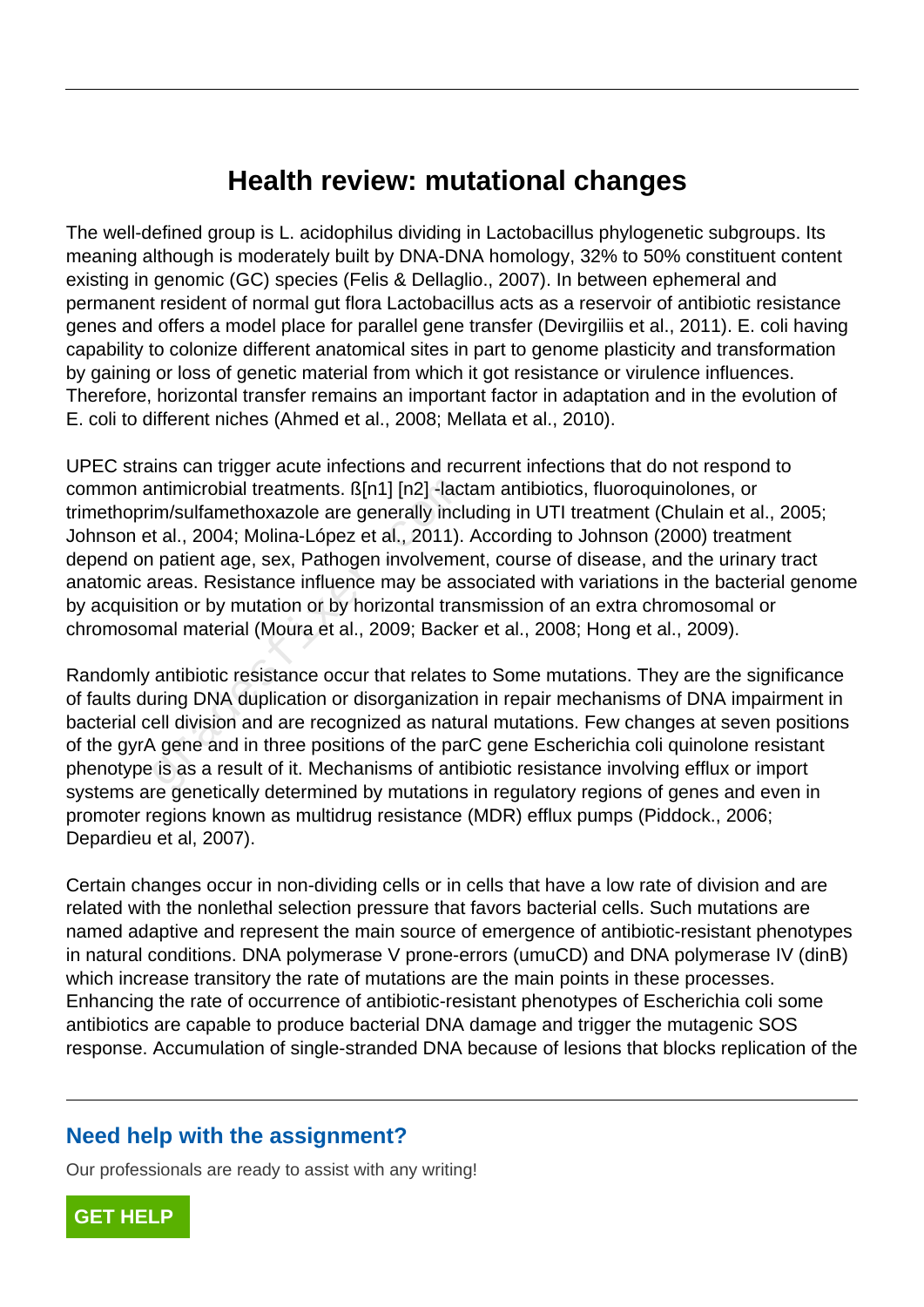# Health review: mutational changes

The well-defined group is L. acidophilus dividing in Lactobacillus phylogenetic subgroups. Its meaning although is moderately built by DNA-DNA homology, 32% to 50% constituent content existing in genomic (GC) species (Felis & Dellaglio., 2007). In between ephemeral and permanent resident of normal gut flora Lactobacillus acts as a reservoir of antibiotic resistance genes and offers a model place for parallel gene transfer (Devirgiliis et al., 2011). E. coli having capability to colonize different anatomical sites in part to genome plasticity and transformation by gaining or loss of genetic material from which it got resistance or virulence influences. Therefore, horizontal transfer remains an important factor in adaptation and in the evolution of E. coli to different niches (Ahmed et al., 2008; Mellata et al., 2010).

UPEC strains can trigger acute infections and recurrent infections that do not respond to common antimicrobial treatments. ß[n1] [n2] -lactam antibiotics, fluoroquinolones, or trimethoprim/sulfamethoxazole are generally including in UTI treatment (Chulain et al., 2005; Johnson et al., 2004; Molina-López et al., 2011). According to Johnson (2000) treatment depend on patient age, sex, Pathogen involvement, course of disease, and the urinary tract anatomic areas. Resistance influence may be associated with variations in the bacterial genome by acquisition or by mutation or by horizontal transmission of an extra chromosomal or chromosomal material (Moura et al., 2009; Backer et al., 2008; Hong et al., 2009).

Randomly antibiotic resistance occur that relates to Some mutations. They are the significance of faults during DNA duplication or disorganization in repair mechanisms of DNA impairment in bacterial cell division and are recognized as natural mutations. Few changes at seven positions of the gyrA gene and in three positions of the parC gene Escherichia coli quinolone resistant phenotype is as a result of it. Mechanisms of antibiotic resistance involving efflux or import systems are genetically determined by mutations in regulatory regions of genes and even in promoter regions known as multidrug resistance (MDR) efflux pumps (Piddock., 2006; Depardieu et al, 2007).

Certain changes occur in non-dividing cells or in cells that have a low rate of division and are related with the nonlethal selection pressure that favors bacterial cells. Such mutations are named adaptive and represent the main source of emergence of antibiotic-resistant phenotypes in natural conditions. DNA polymerase V prone-errors (umuCD) and DNA polymerase IV (dinB) which increase transitory the rate of mutations are the main points in these processes. Enhancing the rate of occurrence of antibiotic-resistant phenotypes of Escherichia coli some antibiotics are capable to produce bacterial DNA damage and trigger the mutagenic SOS response. Accumulation of single-stranded DNA because of lesions that blocks replication of the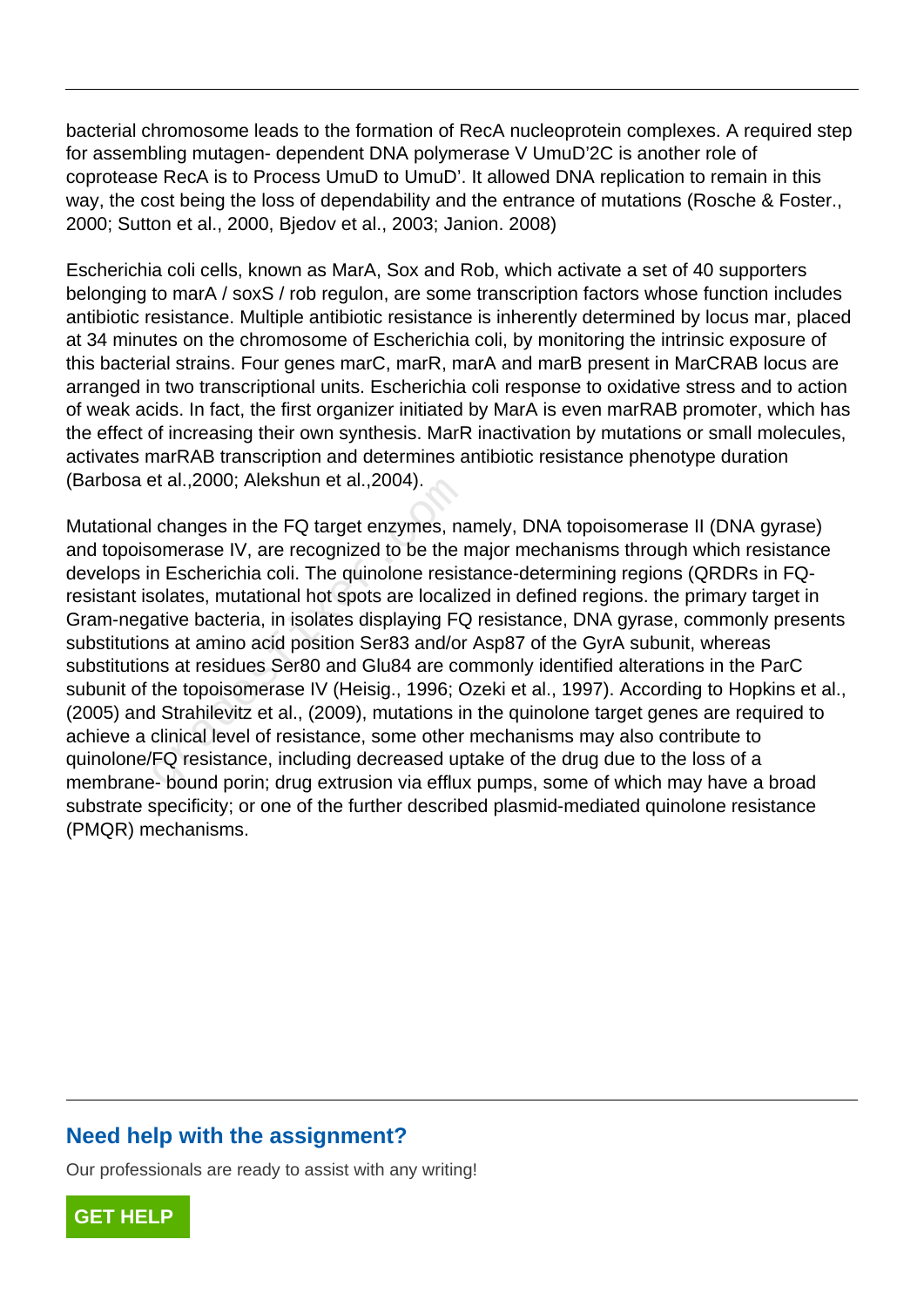bacterial chromosome leads to the formation of RecA nucleoprotein complexes. A required step for assembling mutagen- dependent DNA polymerase V UmuD'2C is another role of coprotease RecA is to Process UmuD to UmuD'. It allowed DNA replication to remain in this way, the cost being the loss of dependability and the entrance of mutations (Rosche & Foster., 2000; Sutton et al., 2000, Bjedov et al., 2003; Janion. 2008)

Escherichia coli cells, known as MarA, Sox and Rob, which activate a set of 40 supporters belonging to marA / soxS / rob regulon, are some transcription factors whose function includes antibiotic resistance. Multiple antibiotic resistance is inherently determined by locus mar, placed at 34 minutes on the chromosome of Escherichia coli, by monitoring the intrinsic exposure of this bacterial strains. Four genes marC, marR, marA and marB present in MarCRAB locus are arranged in two transcriptional units. Escherichia coli response to oxidative stress and to action of weak acids. In fact, the first organizer initiated by MarA is even marRAB promoter, which has the effect of increasing their own synthesis. MarR inactivation by mutations or small molecules, activates marRAB transcription and determines antibiotic resistance phenotype duration (Barbosa et al.,2000; Alekshun et al.,2004).

Mutational changes in the FQ target enzymes, namely, DNA topoisomerase II (DNA gyrase) and topoisomerase IV, are recognized to be the major mechanisms through which resistance develops in Escherichia coli. The quinolone resistance-determining regions (QRDRs in FQ-resistant isolates, mutational hot spots are localized in defined regions. the primary target in Gram-negative bacteria, in isolates displaying FQ resistance, DNA gyrase, commonly presents substitutions at amino acid position Ser83 and/or Asp87 of the GyrA subunit, whereas substitutions at residues Ser80 and Glu84 are commonly identified alterations in the ParC subunit of the topoisomerase IV (Heisig., 1996; Ozeki et al., 1997). According to Hopkins et al., (2005) and Strahilevitz et al., (2009), mutations in the quinolone target genes are required to achieve a clinical level of resistance, some other mechanisms may also contribute to quinolone/FQ resistance, including decreased uptake of the drug due to the loss of a membrane- bound porin; drug extrusion via efflux pumps, some of which may have a broad substrate specificity; or one of the further described plasmid-mediated quinolone resistance (PMQR) mechanisms.

## Need help with the assignment?

Our professionals are ready to assist with any writing!

GET HELP